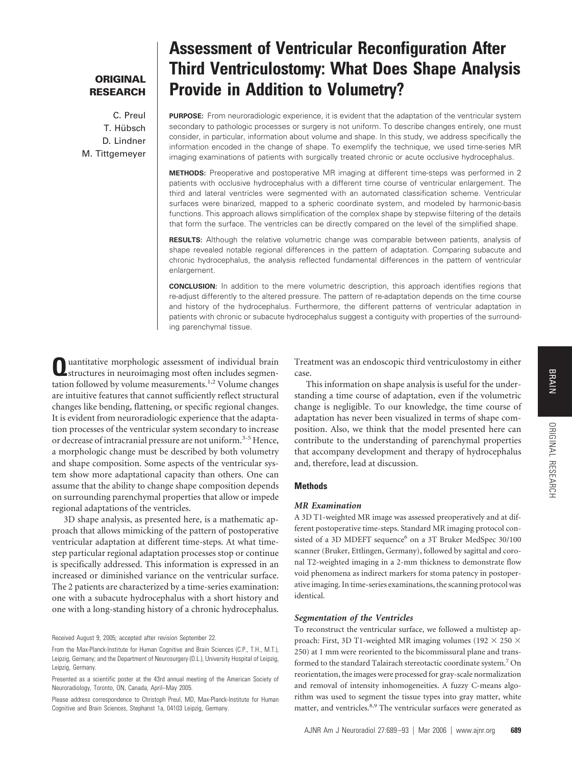**ORIGINAL RESEARCH**

# Assessment of Ventricular Reconfiguration After Third Ventriculostomy: What Does Shape Analysis Provide in Addition to Volumetry?

C. Preul
T. Hübsch
D. Lindner
M. Tittgemeyer

**PURPOSE:** From neuroradiologic experience, it is evident that the adaptation of the ventricular system secondary to pathologic processes or surgery is not uniform. To describe changes entirely, one must consider, in particular, information about volume and shape. In this study, we address specifically the information encoded in the change of shape. To exemplify the technique, we used time-series MR imaging examinations of patients with surgically treated chronic or acute occlusive hydrocephalus.

**METHODS:** Preoperative and postoperative MR imaging at different time-steps was performed in 2 patients with occlusive hydrocephalus with a different time course of ventricular enlargement. The third and lateral ventricles were segmented with an automated classification scheme. Ventricular surfaces were binarized, mapped to a spheric coordinate system, and modeled by harmonic-basis functions. This approach allows simplification of the complex shape by stepwise filtering of the details that form the surface. The ventricles can be directly compared on the level of the simplified shape.

**RESULTS:** Although the relative volumetric change was comparable between patients, analysis of shape revealed notable regional differences in the pattern of adaptation. Comparing subacute and chronic hydrocephalus, the analysis reflected fundamental differences in the pattern of ventricular enlargement.

**CONCLUSION:** In addition to the mere volumetric description, this approach identifies regions that re-adjust differently to the altered pressure. The pattern of re-adaptation depends on the time course and history of the hydrocephalus. Furthermore, the different patterns of ventricular adaptation in patients with chronic or subacute hydrocephalus suggest a contiguity with properties of the surrounding parenchymal tissue.

Quantitative morphologic assessment of individual brain structures in neuroimaging most often includes segmentation followed by volume measurements.[1,2] Volume changes are intuitive features that cannot sufficiently reflect structural changes like bending, flattening, or specific regional changes. It is evident from neuroradiologic experience that the adaptation processes of the ventricular system secondary to increase or decrease of intracranial pressure are not uniform.[3-5] Hence, a morphologic change must be described by both volumetry and shape composition. Some aspects of the ventricular system show more adaptational capacity than others. One can assume that the ability to change shape composition depends on surrounding parenchymal properties that allow or impede regional adaptations of the ventricles.

3D shape analysis, as presented here, is a mathematic approach that allows mimicking of the pattern of postoperative ventricular adaptation at different time-steps. At what time-step particular regional adaptation processes stop or continue is specifically addressed. This information is expressed in an increased or diminished variance on the ventricular surface. The 2 patients are characterized by a time-series examination: one with a subacute hydrocephalus with a short history and one with a long-standing history of a chronic hydrocephalus. Treatment was an endoscopic third ventriculostomy in either case.

This information on shape analysis is useful for the understanding a time course of adaptation, even if the volumetric change is negligible. To our knowledge, the time course of adaptation has never been visualized in terms of shape composition. Also, we think that the model presented here can contribute to the understanding of parenchymal properties that accompany development and therapy of hydrocephalus and, therefore, lead at discussion.

Received August 9, 2005; accepted after revision September 22.

From the Max-Planck-Institute for Human Cognitive and Brain Sciences (C.P., T.H., M.T.), Leipzig, Germany; and the Department of Neurosurgery (D.L.), University Hospital of Leipzig, Leipzig, Germany.

Presented as a scientific poster at the 43rd annual meeting of the American Society of Neuroradiology, Toronto, ON, Canada, April–May 2005.

Please address correspondence to Christoph Preul, MD, Max-Planck-Institute for Human Cognitive and Brain Sciences, Stephanst 1a, 04103 Leipzig, Germany.

## Methods

### *MR Examination*

A 3D T1-weighted MR image was assessed preoperatively and at different postoperative time-steps. Standard MR imaging protocol consisted of a 3D MDEFT sequence[6] on a 3T Bruker MedSpec 30/100 scanner (Bruker, Ettlingen, Germany), followed by sagittal and coronal T2-weighted imaging in a 2-mm thickness to demonstrate flow void phenomena as indirect markers for stoma patency in postoperative imaging. In time-series examinations, the scanning protocol was identical.

### *Segmentation of the Ventricles*

To reconstruct the ventricular surface, we followed a multistep approach: First, 3D T1-weighted MR imaging volumes ($192 \times 250 \times 250$) at 1 mm were reoriented to the bicommissural plane and transformed to the standard Talairach stereotactic coordinate system.[7] On reorientation, the images were processed for gray-scale normalization and removal of intensity inhomogeneities. A fuzzy C-means algorithm was used to segment the tissue types into gray matter, white matter, and ventricles.[8,9] The ventricular surfaces were generated as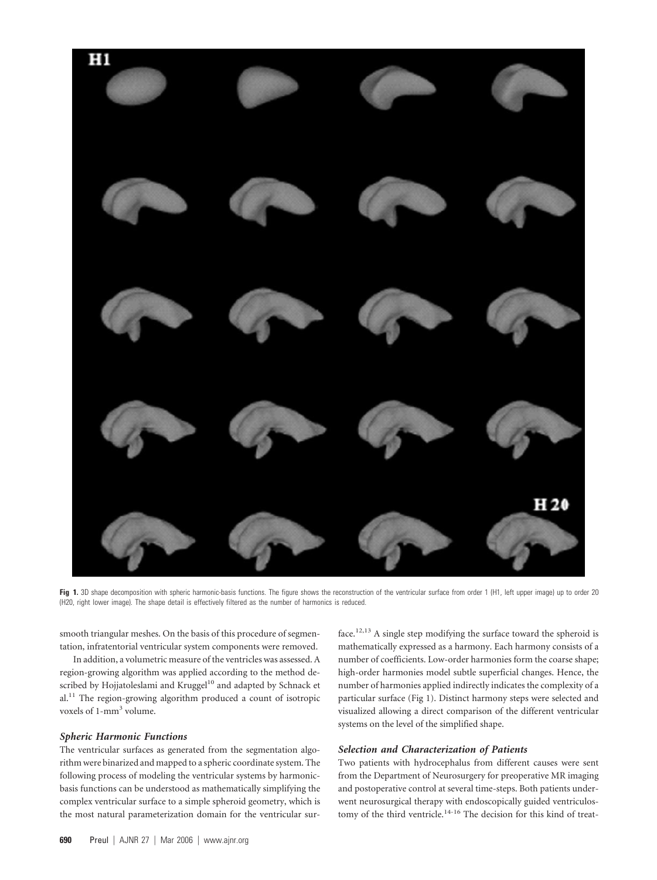Fig 1. 3D shape decomposition with spheric harmonic-basis functions. The figure shows the reconstruction of the ventricular surface from order 1 (H1, left upper image) up to order 20 (H20, right lower image). The shape detail is effectively filtered as the number of harmonics is reduced.

smooth triangular meshes. On the basis of this procedure of segmentation, infratentorial ventricular system components were removed.

In addition, a volumetric measure of the ventricles was assessed. A region-growing algorithm was applied according to the method described by Hojjatoleslami and Kruggel[10] and adapted by Schnack et al.[11] The region-growing algorithm produced a count of isotropic voxels of 1-$mm^3$ volume.

### *Spheric Harmonic Functions*

The ventricular surfaces as generated from the segmentation algorithm were binarized and mapped to a spheric coordinate system. The following process of modeling the ventricular systems by harmonic-basis functions can be understood as mathematically simplifying the complex ventricular surface to a simple spheroid geometry, which is the most natural parameterization domain for the ventricular surface.[12,13] A single step modifying the surface toward the spheroid is mathematically expressed as a harmony. Each harmony consists of a number of coefficients. Low-order harmonies form the coarse shape; high-order harmonies model subtle superficial changes. Hence, the number of harmonies applied indirectly indicates the complexity of a particular surface (Fig 1). Distinct harmony steps were selected and visualized allowing a direct comparison of the different ventricular systems on the level of the simplified shape.

### *Selection and Characterization of Patients*

Two patients with hydrocephalus from different causes were sent from the Department of Neurosurgery for preoperative MR imaging and postoperative control at several time-steps. Both patients underwent neurosurgical therapy with endoscopically guided ventriculostomy of the third ventricle.[14-16] The decision for this kind of treat-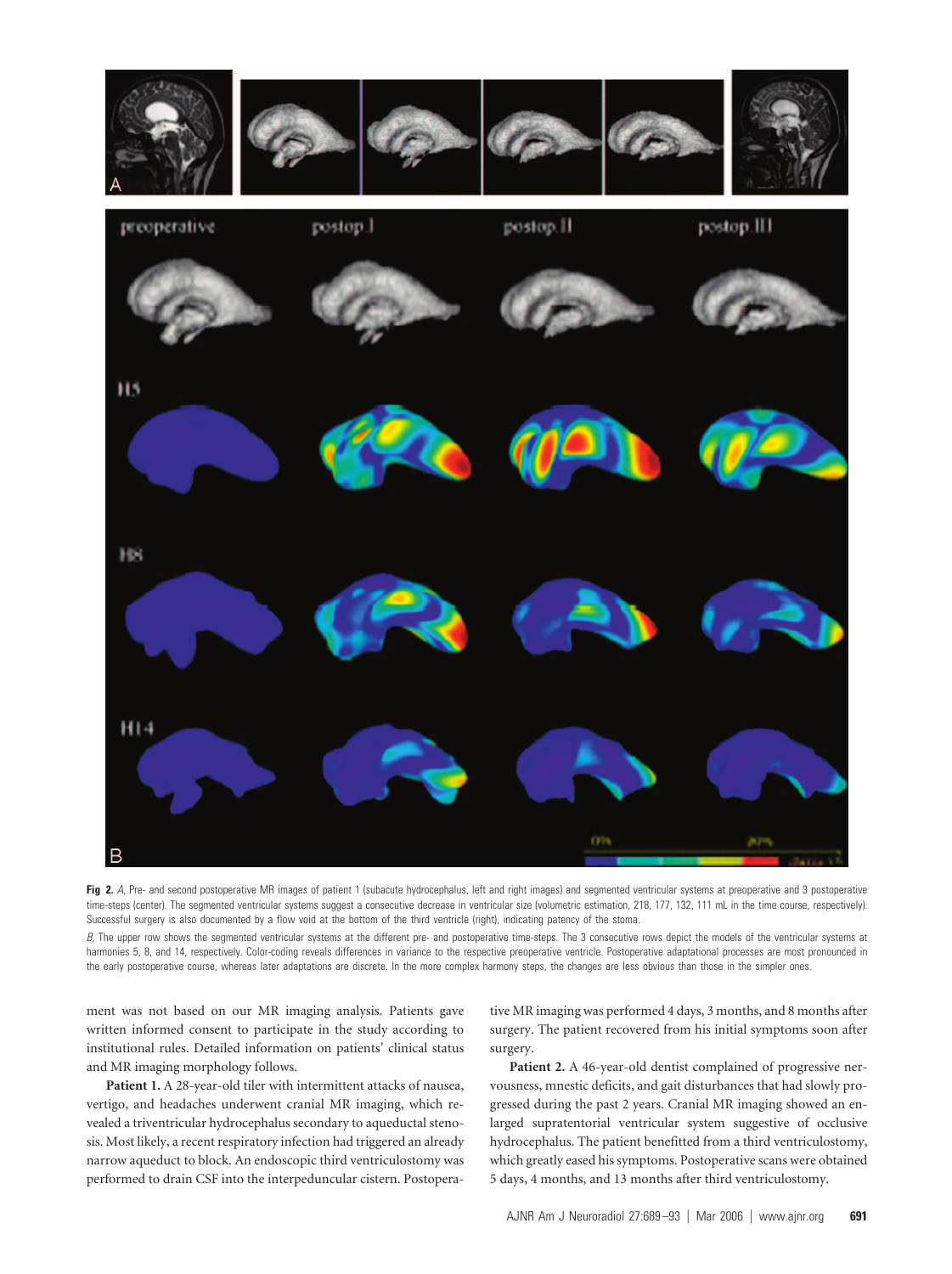**Fig 2.** *A*, Pre- and second postoperative MR images of patient 1 (subacute hydrocephalus, left and right images) and segmented ventricular systems at preoperative and 3 postoperative time-steps (center). The segmented ventricular systems suggest a consecutive decrease in ventricular size (volumetric estimation, 218, 177, 132, 111 mL in the time course, respectively). Successful surgery is also documented by a flow void at the bottom of the third ventricle (right), indicating patency of the stoma.

*B*, The upper row shows the segmented ventricular systems at the different pre- and postoperative time-steps. The 3 consecutive rows depict the models of the ventricular systems at harmonies 5, 8, and 14, respectively. Color-coding reveals differences in variance to the respective preoperative ventricle. Postoperative adaptational processes are most pronounced in the early postoperative course, whereas later adaptations are discrete. In the more complex harmony steps, the changes are less obvious than those in the simpler ones.

ment was not based on our MR imaging analysis. Patients gave written informed consent to participate in the study according to institutional rules. Detailed information on patients' clinical status and MR imaging morphology follows.

**Patient 1.** A 28-year-old tiler with intermittent attacks of nausea, vertigo, and headaches underwent cranial MR imaging, which revealed a triventricular hydrocephalus secondary to aqueductal stenosis. Most likely, a recent respiratory infection had triggered an already narrow aqueduct to block. An endoscopic third ventriculostomy was performed to drain CSF into the interpeduncular cistern. Postoperative MR imaging was performed 4 days, 3 months, and 8 months after surgery. The patient recovered from his initial symptoms soon after surgery.

**Patient 2.** A 46-year-old dentist complained of progressive nervousness, mnestic deficits, and gait disturbances that had slowly progressed during the past 2 years. Cranial MR imaging showed an enlarged supratentorial ventricular system suggestive of occlusive hydrocephalus. The patient benefitted from a third ventriculostomy, which greatly eased his symptoms. Postoperative scans were obtained 5 days, 4 months, and 13 months after third ventriculostomy.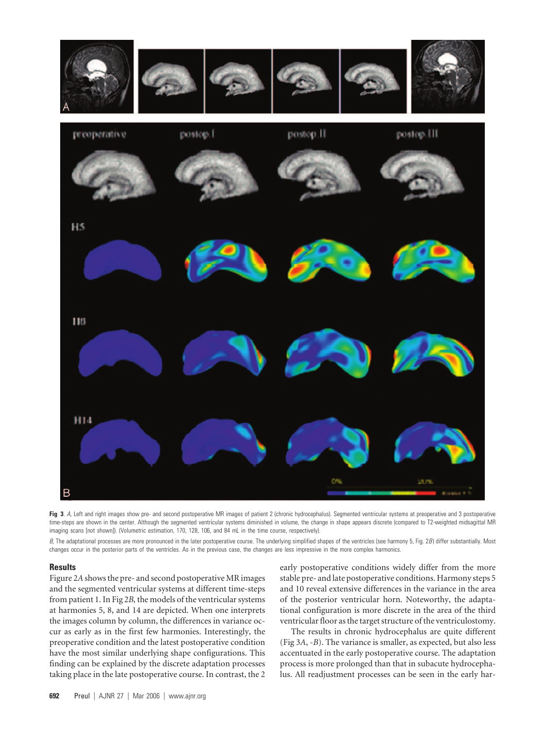**Fig 3**. *A*, Left and right images show pre- and second postoperative MR images of patient 2 (chronic hydrocephalus). Segmented ventricular systems at preoperative and 3 postoperative time-steps are shown in the center. Although the segmented ventricular systems diminished in volume, the change in shape appears discrete (compared to T2-weighted midsagittal MR imaging scans [not shown]). (Volumetric estimation, 170, 128, 106, and 84 mL in the time course, respectively).

*B*, The adaptational processes are more pronounced in the later postoperative course. The underlying simplified shapes of the ventricles (see harmony 5, Fig. 2*B*) differ substantially. Most changes occur in the posterior parts of the ventricles. As in the previous case, the changes are less impressive in the more complex harmonics.

## Results

Figure 2*A* shows the pre- and second postoperative MR images and the segmented ventricular systems at different time-steps from patient 1. In Fig 2*B*, the models of the ventricular systems at harmonies 5, 8, and 14 are depicted. When one interprets the images column by column, the differences in variance occur as early as in the first few harmonies. Interestingly, the preoperative condition and the latest postoperative condition have the most similar underlying shape configurations. This finding can be explained by the discrete adaptation processes taking place in the late postoperative course. In contrast, the 2 early postoperative conditions widely differ from the more stable pre- and late postoperative conditions. Harmony steps 5 and 10 reveal extensive differences in the variance in the area of the posterior ventricular horn. Noteworthy, the adaptational configuration is more discrete in the area of the third ventricular floor as the target structure of the ventriculostomy.

The results in chronic hydrocephalus are quite different (Fig 3*A*, -*B*). The variance is smaller, as expected, but also less accentuated in the early postoperative course. The adaptation process is more prolonged than that in subacute hydrocephalus. All readjustment processes can be seen in the early har-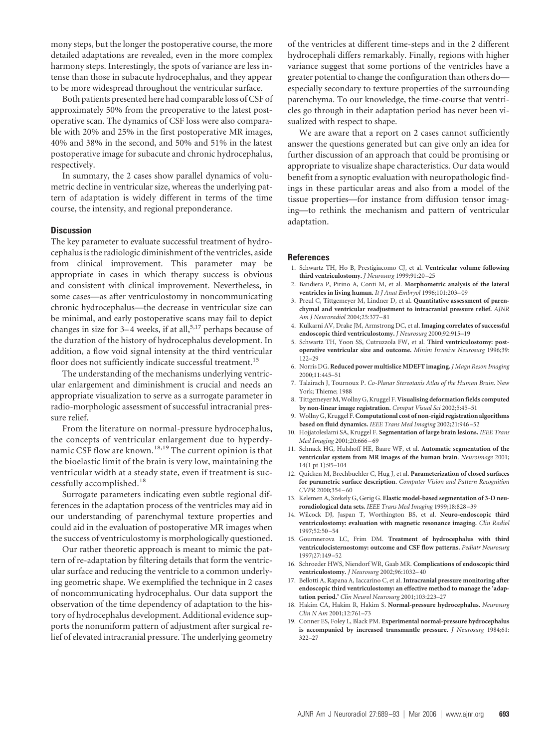mony steps, but the longer the postoperative course, the more detailed adaptations are revealed, even in the more complex harmony steps. Interestingly, the spots of variance are less intense than those in subacute hydrocephalus, and they appear to be more widespread throughout the ventricular surface.

Both patients presented here had comparable loss of CSF of approximately 50% from the preoperative to the latest postoperative scan. The dynamics of CSF loss were also comparable with 20% and 25% in the first postoperative MR images, 40% and 38% in the second, and 50% and 51% in the latest postoperative image for subacute and chronic hydrocephalus, respectively.

In summary, the 2 cases show parallel dynamics of volumetric decline in ventricular size, whereas the underlying pattern of adaptation is widely different in terms of the time course, the intensity, and regional preponderance.

## Discussion

The key parameter to evaluate successful treatment of hydrocephalus is the radiologic diminishment of the ventricles, aside from clinical improvement. This parameter may be appropriate in cases in which therapy success is obvious and consistent with clinical improvement. Nevertheless, in some cases—as after ventriculostomy in noncommunicating chronic hydrocephalus—the decrease in ventricular size can be minimal, and early postoperative scans may fail to depict changes in size for 3–4 weeks, if at all,[5,17] perhaps because of the duration of the history of hydrocephalus development. In addition, a flow void signal intensity at the third ventricular floor does not sufficiently indicate successful treatment.[15]

The understanding of the mechanisms underlying ventricular enlargement and diminishment is crucial and needs an appropriate visualization to serve as a surrogate parameter in radio-morphologic assessment of successful intracranial pressure relief.

From the literature on normal-pressure hydrocephalus, the concepts of ventricular enlargement due to hyperdynamic CSF flow are known.[18,19] The current opinion is that the bioelastic limit of the brain is very low, maintaining the ventricular width at a steady state, even if treatment is successfully accomplished.[18]

Surrogate parameters indicating even subtle regional differences in the adaptation process of the ventricles may aid in our understanding of parenchymal texture properties and could aid in the evaluation of postoperative MR images when the success of ventriculostomy is morphologically questioned.

Our rather theoretic approach is meant to mimic the pattern of re-adaptation by filtering details that form the ventricular surface and reducing the ventricle to a common underlying geometric shape. We exemplified the technique in 2 cases of noncommunicating hydrocephalus. Our data support the observation of the time dependency of adaptation to the history of hydrocephalus development. Additional evidence supports the nonuniform pattern of adjustment after surgical relief of elevated intracranial pressure. The underlying geometry of the ventricles at different time-steps and in the 2 different hydrocephali differs remarkably. Finally, regions with higher variance suggest that some portions of the ventricles have a greater potential to change the configuration than others do—especially secondary to texture properties of the surrounding parenchyma. To our knowledge, the time-course that ventricles go through in their adaptation period has never been visualized with respect to shape.

We are aware that a report on 2 cases cannot sufficiently answer the questions generated but can give only an idea for further discussion of an approach that could be promising or appropriate to visualize shape characteristics. Our data would benefit from a synoptic evaluation with neuropathologic findings in these particular areas and also from a model of the tissue properties—for instance from diffusion tensor imaging—to rethink the mechanism and pattern of ventricular adaptation.

## References

1. Schwartz TH, Ho B, Prestigiacomo CJ, et al. **Ventricular volume following third ventriculostomy.** *J Neurosurg* 1999;91:20–25
2. Bandiera P, Pirino A, Conti M, et al. **Morphometric analysis of the lateral ventricles in living human.** *It J Anat Embryol* 1996;101:203–09
3. Preul C, Tittgemeyer M, Lindner D, et al. **Quantitative assessment of parenchymal and ventricular readjustment to intracranial pressure relief.** *AJNR Am J Neuroradiol* 2004;25:377–81
4. Kulkarni AV, Drake JM, Armstrong DC, et al. **Imaging correlates of successful endoscopic third ventriculostomy.** *J Neurosurg* 2000;92:915–19
5. Schwartz TH, Yoon SS, Cutruzzola FW, et al. **Third ventriculostomy: postoperative ventricular size and outcome.** *Minim Invasive Neurosurg* 1996;39:122–29
6. Norris DG. **Reduced power multislice MDEFT imaging.** *J Magn Reson Imaging* 2000;11:445–51
7. Talairach J, Tournoux P. *Co-Planar Stereotaxis Atlas of the Human Brain.* New York; Thieme; 1988
8. Tittgemeyer M, Wollny G, Kruggel F. **Visualising deformation fields computed by non-linear image registration.** *Comput Visual Sci* 2002;5:45–51
9. Wollny G, Kruggel F. **Computational cost of non-rigid registration algorithms based on fluid dynamics.** *IEEE Trans Med Imaging* 2002;21:946–52
10. Hojjatoleslami SA, Kruggel F. **Segmentation of large brain lesions.** *IEEE Trans Med Imaging* 2001;20:666–69
11. Schnack HG, Hulshoff HE, Baare WF, et al. **Automatic segmentation of the ventricular system from MR images of the human brain**. *Neuroimage* 2001;14(1 pt 1):95–104
12. Quicken M, Brechbuehler C, Hug J, et al. **Parameterization of closed surfaces for parametric surface description**. *Computer Vision and Pattern Recognition CVPR* 2000;354–60
13. Kelemen A, Szekely G, Gerig G. **Elastic model-based segmentation of 3-D neuroradiological data sets.** *IEEE Trans Med Imaging* 1999;18:828–39
14. Wilcock DJ, Jaspan T, Worthington BS, et al. **Neuro-endoscopic third ventriculostomy: evaluation with magnetic resonance imaging.** *Clin Radiol* 1997;52:50–54
15. Goumnerova LC, Frim DM. **Treatment of hydrocephalus with third ventriculocisternostomy: outcome and CSF flow patterns.** *Pediatr Neurosurg* 1997;27:149–52
16. Schroeder HWS, Niendorf WR, Gaab MR. **Complications of endoscopic third ventriculostomy.** *J Neurosurg* 2002;96:1032–40
17. Bellotti A, Rapana A, Iaccarino C, et al. **Intracranial pressure monitoring after endoscopic third ventriculostomy: an effective method to manage the 'adaptation period.'** *Clin Neurol Neurosurg* 2001;103:223–27
18. Hakim CA, Hakim R, Hakim S. **Normal-pressure hydrocephalus.** *Neurosurg Clin N Am* 2001;12:761–73
19. Conner ES, Foley L, Black PM. **Experimental normal-pressure hydrocephalus is accompanied by increased transmantle pressure.** *J Neurosurg* 1984;61:322–27